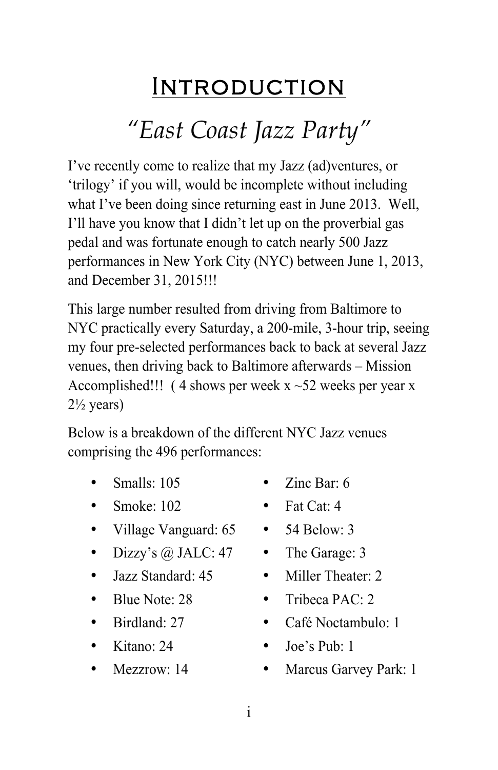# Introduction

## *"East Coast Jazz Party"*

I've recently come to realize that my Jazz (ad)ventures, or 'trilogy' if you will, would be incomplete without including what I've been doing since returning east in June 2013. Well, I'll have you know that I didn't let up on the proverbial gas pedal and was fortunate enough to catch nearly 500 Jazz performances in New York City (NYC) between June 1, 2013, and December 31, 2015!!!

This large number resulted from driving from Baltimore to NYC practically every Saturday, a 200-mile, 3-hour trip, seeing my four pre-selected performances back to back at several Jazz venues, then driving back to Baltimore afterwards – Mission Accomplished!!! ( 4 shows per week x ~52 weeks per year x 2½ years)

Below is a breakdown of the different NYC Jazz venues comprising the 496 performances:

- Smalls: 105
- Smoke: 102
- Village Vanguard: 65
- Dizzy's @ JALC: 47
- Jazz Standard: 45
- Blue Note: 28
- Birdland: 27
- Kitano: 24
- Mezzrow: 14
- Zinc Bar: 6
- Fat Cat: 4
- 54 Below: 3
- The Garage: 3
- Miller Theater: 2
- Tribeca PAC: 2
- Café Noctambulo: 1
- Joe's Pub: 1
- Marcus Garvey Park: 1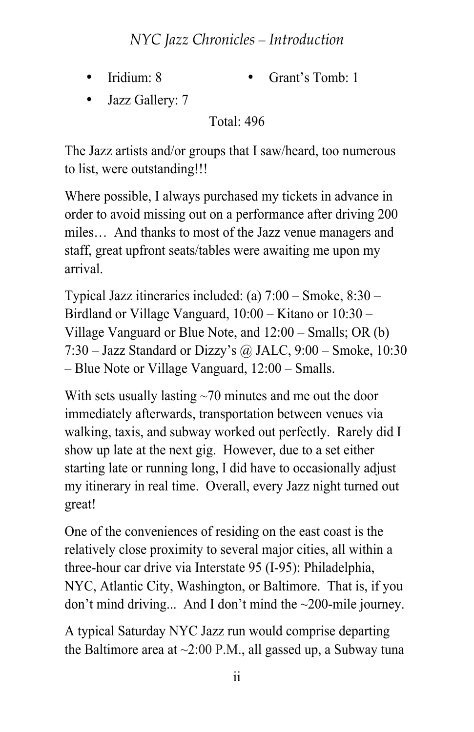- Iridium: 8
- Jazz Gallery: 7
- Grant's Tomb: 1

Total: 496

The Jazz artists and/or groups that I saw/heard, too numerous to list, were outstanding!!!

Where possible, I always purchased my tickets in advance in order to avoid missing out on a performance after driving 200 miles… And thanks to most of the Jazz venue managers and staff, great upfront seats/tables were awaiting me upon my arrival.

Typical Jazz itineraries included: (a) 7:00 – Smoke, 8:30 – Birdland or Village Vanguard, 10:00 – Kitano or 10:30 – Village Vanguard or Blue Note, and 12:00 – Smalls; OR (b) 7:30 – Jazz Standard or Dizzy's @ JALC, 9:00 – Smoke, 10:30 – Blue Note or Village Vanguard, 12:00 – Smalls.

With sets usually lasting ~70 minutes and me out the door immediately afterwards, transportation between venues via walking, taxis, and subway worked out perfectly. Rarely did I show up late at the next gig. However, due to a set either starting late or running long, I did have to occasionally adjust my itinerary in real time. Overall, every Jazz night turned out great!

One of the conveniences of residing on the east coast is the relatively close proximity to several major cities, all within a three-hour car drive via Interstate 95 (I-95): Philadelphia, NYC, Atlantic City, Washington, or Baltimore. That is, if you don't mind driving... And I don't mind the ~200-mile journey.

A typical Saturday NYC Jazz run would comprise departing the Baltimore area at ~2:00 P.M., all gassed up, a Subway tuna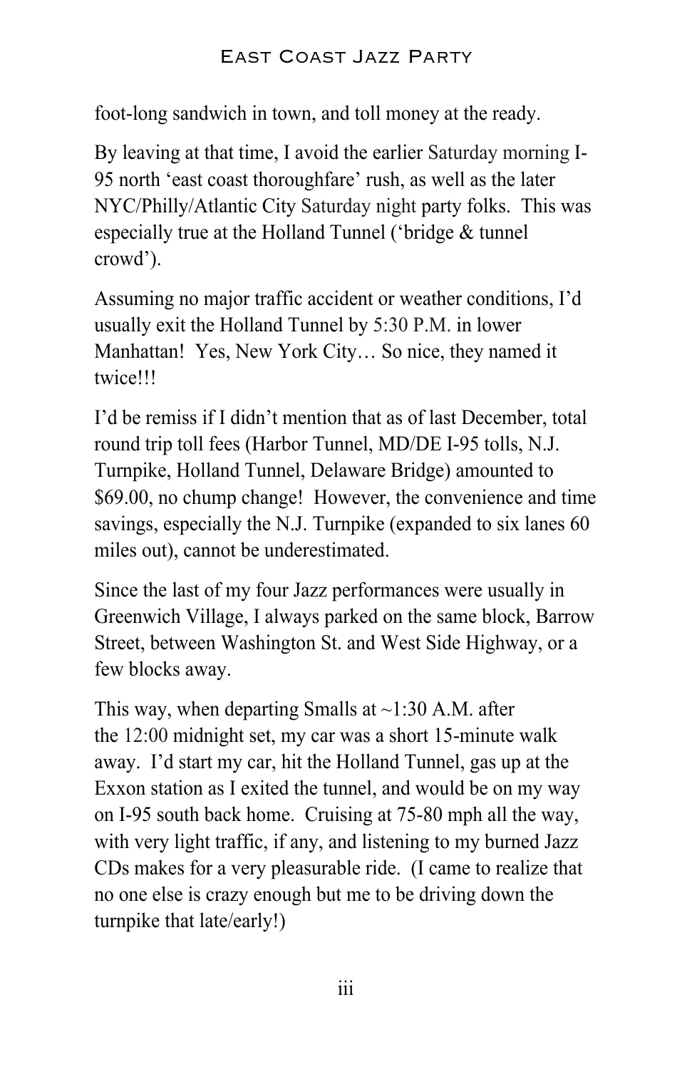foot-long sandwich in town, and toll money at the ready.

By leaving at that time, I avoid the earlier Saturday morning I-95 north 'east coast thoroughfare' rush, as well as the later NYC/Philly/Atlantic City Saturday night party folks. This was especially true at the Holland Tunnel ('bridge & tunnel crowd').

Assuming no major traffic accident or weather conditions, I'd usually exit the Holland Tunnel by 5:30 P.M. in lower Manhattan! Yes, New York City… So nice, they named it twice!!!

I'd be remiss if I didn't mention that as of last December, total round trip toll fees (Harbor Tunnel, MD/DE I-95 tolls, N.J. Turnpike, Holland Tunnel, Delaware Bridge) amounted to $69.00, no chump change! However, the convenience and time savings, especially the N.J. Turnpike (expanded to six lanes 60 miles out), cannot be underestimated.

Since the last of my four Jazz performances were usually in Greenwich Village, I always parked on the same block, Barrow Street, between Washington St. and West Side Highway, or a few blocks away.

This way, when departing Smalls at ~1:30 A.M. after the 12:00 midnight set, my car was a short 15-minute walk away. I'd start my car, hit the Holland Tunnel, gas up at the Exxon station as I exited the tunnel, and would be on my way on I-95 south back home. Cruising at 75-80 mph all the way, with very light traffic, if any, and listening to my burned Jazz CDs makes for a very pleasurable ride. (I came to realize that no one else is crazy enough but me to be driving down the turnpike that late/early!)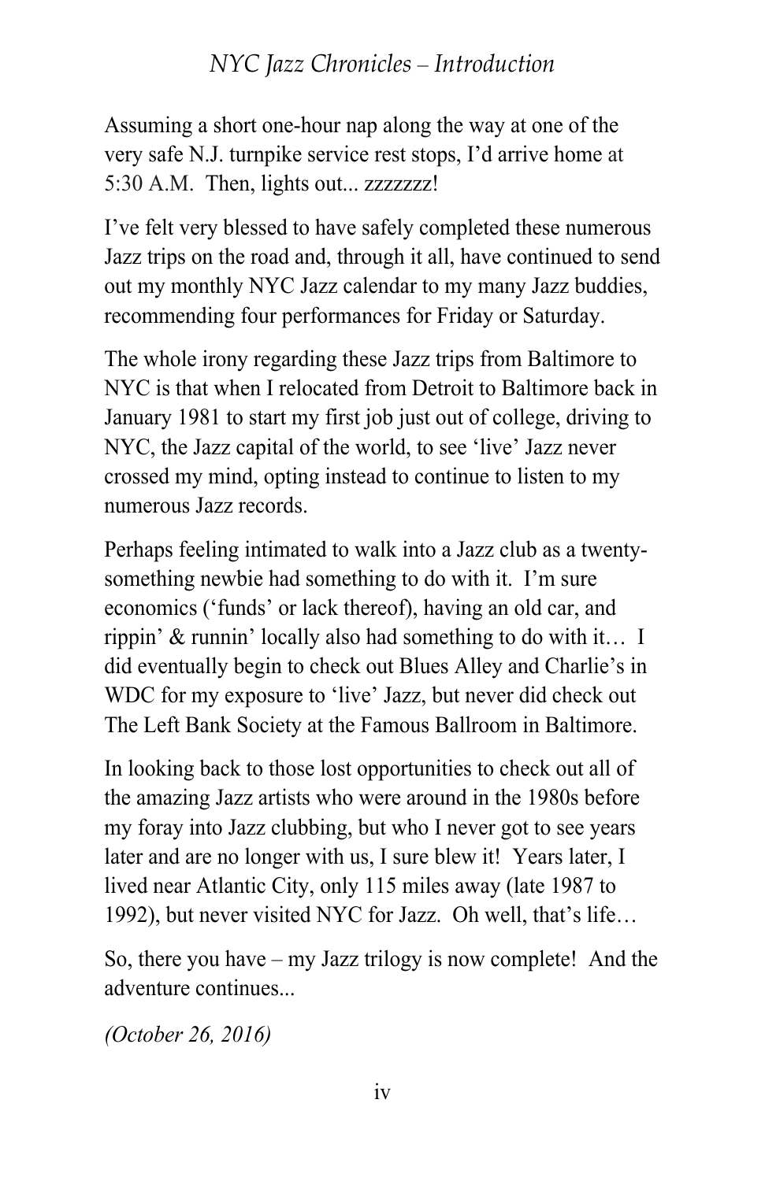Assuming a short one-hour nap along the way at one of the very safe N.J. turnpike service rest stops, I'd arrive home at 5:30 A.M. Then, lights out... zzzzzzz!

I've felt very blessed to have safely completed these numerous Jazz trips on the road and, through it all, have continued to send out my monthly NYC Jazz calendar to my many Jazz buddies, recommending four performances for Friday or Saturday.

The whole irony regarding these Jazz trips from Baltimore to NYC is that when I relocated from Detroit to Baltimore back in January 1981 to start my first job just out of college, driving to NYC, the Jazz capital of the world, to see 'live' Jazz never crossed my mind, opting instead to continue to listen to my numerous Jazz records.

Perhaps feeling intimated to walk into a Jazz club as a twenty-something newbie had something to do with it. I'm sure economics ('funds' or lack thereof), having an old car, and rippin' & runnin' locally also had something to do with it… I did eventually begin to check out Blues Alley and Charlie's in WDC for my exposure to 'live' Jazz, but never did check out The Left Bank Society at the Famous Ballroom in Baltimore.

In looking back to those lost opportunities to check out all of the amazing Jazz artists who were around in the 1980s before my foray into Jazz clubbing, but who I never got to see years later and are no longer with us, I sure blew it! Years later, I lived near Atlantic City, only 115 miles away (late 1987 to 1992), but never visited NYC for Jazz. Oh well, that's life…

So, there you have – my Jazz trilogy is now complete! And the adventure continues...

*(October 26, 2016)*